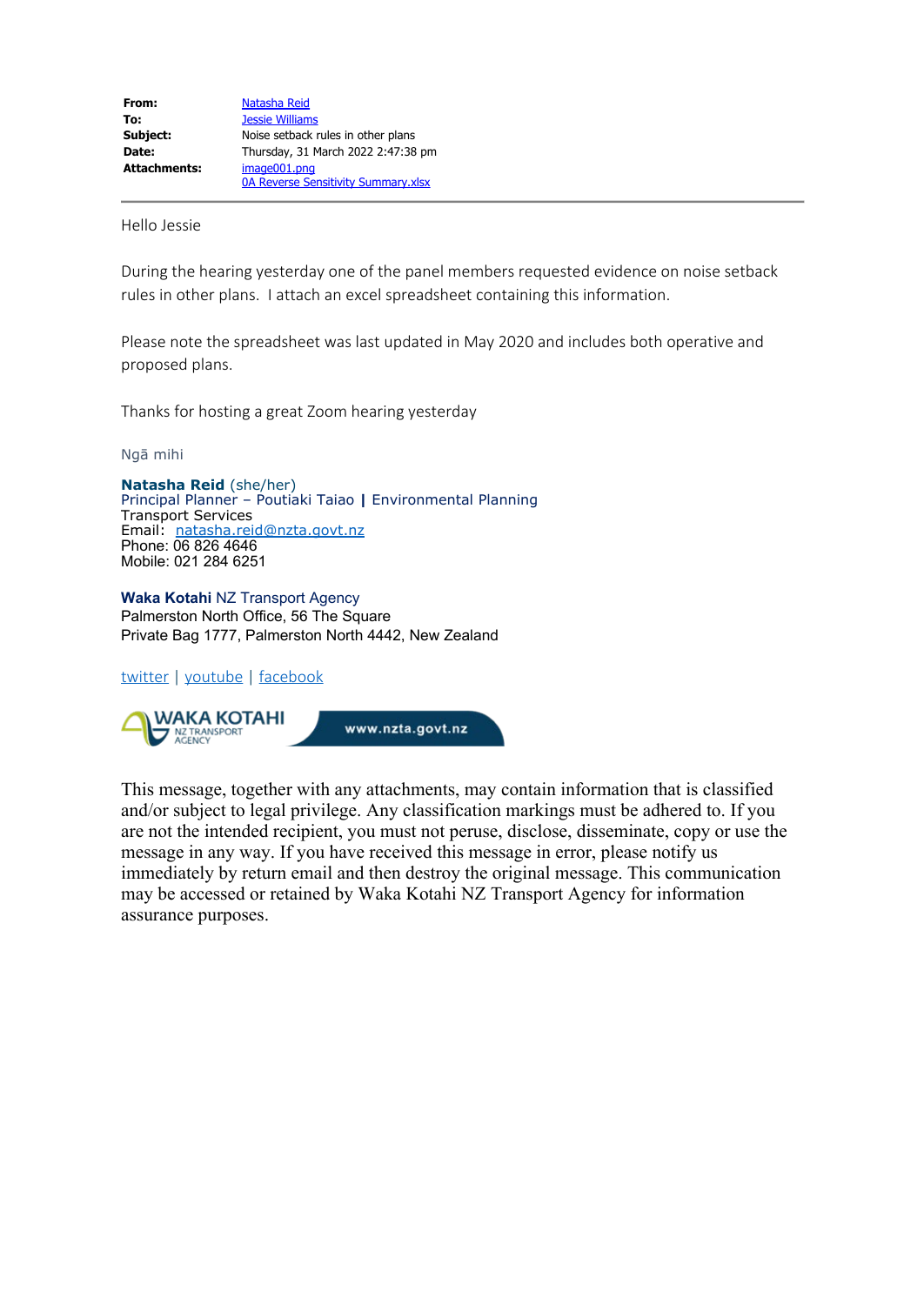| | |
|---|---|
| **From:** | Natasha Reid |
| **To:** | Jessie Williams |
| **Subject:** | Noise setback rules in other plans |
| **Date:** | Thursday, 31 March 2022 2:47:38 pm |
| **Attachments:** | image001.png<br>0A Reverse Sensitivity Summary.xlsx |

---

Hello Jessie

During the hearing yesterday one of the panel members requested evidence on noise setback rules in other plans. I attach an excel spreadsheet containing this information.

Please note the spreadsheet was last updated in May 2020 and includes both operative and proposed plans.

Thanks for hosting a great Zoom hearing yesterday

Ngā mihi

**Natasha Reid** (she/her)
Principal Planner – Poutiaki Taiao **|** Environmental Planning
Transport Services
Email: natasha.reid@nzta.govt.nz
Phone: 06 826 4646
Mobile: 021 284 6251

**Waka Kotahi** NZ Transport Agency
Palmerston North Office, 56 The Square
Private Bag 1777, Palmerston North 4442, New Zealand

twitter | youtube | facebook

WAKA KOTAHI NZ TRANSPORT AGENCY www.nzta.govt.nz

This message, together with any attachments, may contain information that is classified and/or subject to legal privilege. Any classification markings must be adhered to. If you are not the intended recipient, you must not peruse, disclose, disseminate, copy or use the message in any way. If you have received this message in error, please notify us immediately by return email and then destroy the original message. This communication may be accessed or retained by Waka Kotahi NZ Transport Agency for information assurance purposes.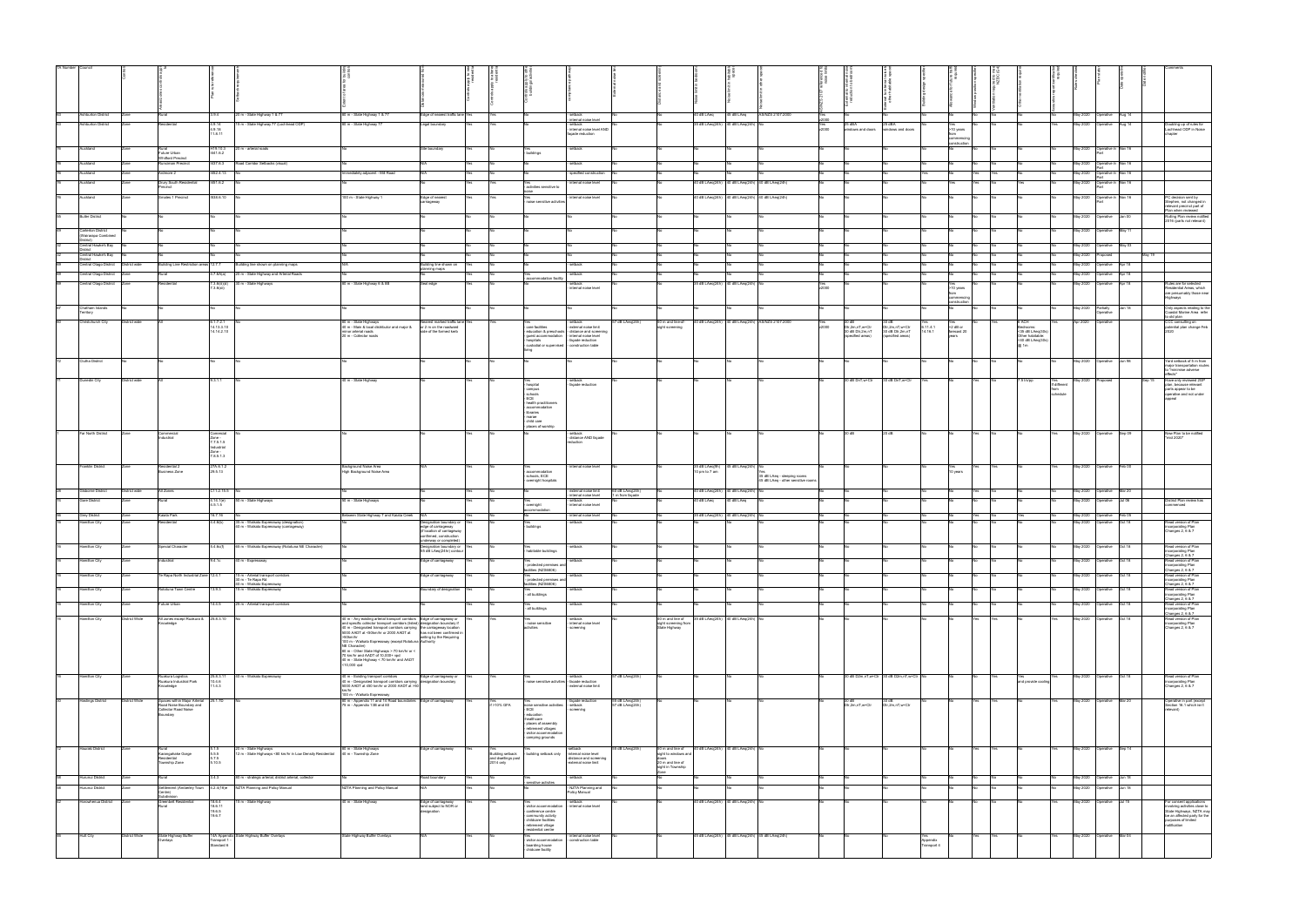| TA Number | Council | | | | | | | | | | | | | | | | | | | | | | | | | | | | | | Comments |
|---|---|---|---|---|---|---|---|---|---|---|---|---|---|---|---|---|---|---|---|---|---|---|---|---|---|---|---|---|---|---|---|
| 63 | Ashburton District | Zone | Rural | 3.9.4 | 25 m - State Highway 1 & 77 | 80 m - State Highway 1 & 77 | Edge of nearest traffic lane | Yes | Yes | No | - setback<br>- internal noise level | No | | | 40 dB LAeq | 40 dB LAeq | AS/NZS 2107:2000 | Yes ≥2000 | No | No | No | No | No | No | No | Yes | May 2020 | Operative | Aug 16 | | |
| 63 | Ashburton District | Zone | Residential | 4.9.14<br>4.8.19<br>11.8.11 | 15 m - State Highway 77 (Lochhead ODP) | 80 m - State Highway 77 | Legal boundary | Yes | Yes | No | - setback<br>- internal noise level AND façade reduction | No | | | 35 dB LAeq(24h) | 40 dB LAeq(24h) | No | Yes ≥2000 | 25 dBA windows and doors | 25 dBA windows and doors | No | Yes >10 years from commencing construction | No | No | No | Yes | May 2020 | Operative | Aug 16 | | Enabling up of rules for Lochhead ODP in Noise chapter |
| 76 | Auckland | Zone | Rural<br>Future Urban<br>Whitford Precinct | H19.10.3<br>I601.6.2 | 25 m - arterial roads | No | Site boundary | Yes | No | Yes<br>- buildings | - setback | No | | No | No | No | No | No | No | No | No | No | No | No | No | Yes | May 2020 | Operative in Part | Nov 16 | | |
| 76 | Auckland | Zone | Runciman Precinct | I437.6.3 | Road Corridor Setbacks (chart) | No | N/A | Yes | No | No | - setback | No | | No | No | No | No | No | No | No | No | No | No | No | No | Yes | May 2020 | Operative in Part | Nov 16 | | |
| 76 | Auckland | Zone | Ardmore 2 | I302.4.10 | No | Immediately adjacent - Mill Road | N/A | Yes | No | No | - specified construction | No | | No | No | No | No | No | No | No | Yes | Yes | Yes | No | No | Yes | May 2020 | Operative in Part | Nov 16 | | |
| 76 | Auckland | Zone | Drury South Residential Precinct | I461.6.2 | No | No | No | Yes | Yes | Yes<br>- activities sensitive to noise | - internal noise level | No | | No | 40 dB LAeq(24h) | 35 dB LAeq(24h) | 40 dB LAeq(24h) | No | No | No | No | Yes | Yes | Yes | No | Yes | May 2020 | Operative in Part | Nov 16 | | |
| 76 | Auckland | Zone | Smales 1 Precinct | I533.6.10 | No | 150 m - State Highway 1 | Edge of nearest carriageway | Yes | Yes | Yes<br>- noise sensitive activities | - internal noise level | No | | No | 40 dB LAeq(24h) | 35 dB LAeq(24h) | 40 dB LAeq(24h) | No | No | No | No | No | No | No | No | Yes | May 2020 | Operative in Part | Nov 16 | | PC decision sent by Stephen, not changed in relevant rule but part of Plan when reviewed |
| 55 | Buller District | No | No | No | No | No | No | No | No | No | No | No | | No | No | No | No | No | No | No | No | No | No | No | No | No | May 2020 | Operative | Jan 00 | | Rolling Plan review notified 2016 (parts not relevant) |
| 60 | Carterton District (Wairarapa Combined District) | No | No | No | No | No | No | No | No | No | No | No | | No | No | No | No | No | No | No | No | No | No | No | No | No | May 2020 | Operative | May 11 | | |
| 32 | Central Hawke's Bay District | No | No | No | No | No | No | No | No | No | No | No | | No | No | No | No | No | No | No | No | No | No | No | No | No | May 2020 | Operative | May 03 | | |
| 32 | Central Hawke's Bay District | No | No | No | No | No | No | No | No | No | No | No | | No | No | No | No | No | No | No | No | No | No | No | No | No | May 2020 | Proposed | | May 19 | |
| 69 | Central Otago District | District wide | Building Line Restriction areas | 12.7.7 | Building line shown on planning maps | N/A | Building line shown on planning maps | Yes | No | No | - setback | No | | No | No | No | No | No | No | No | No | No | No | No | No | No | May 2020 | Operative | Apr 18 | | |
| 69 | Central Otago District | Zone | Rural | 4.7.6A(a) | 25 m - State Highway and Arterial Roads | No | No | Yes | No | Yes<br>- accommodation facility | - setback | No | | No | No | No | No | No | No | No | No | No | No | No | No | No | May 2020 | Operative | Apr 18 | | |
| 69 | Central Otago District | Zone | Residential | 7.3.6(ix)(a)<br>7.3.6(xi) | 30 m - State Highways | 80 m - State Highway 6 & 8B | Seal edge | Yes | No | No | - setback<br>- internal noise level | No | | No | 35 dB LAeq(24h) | 40 dB LAeq(24h) | No | Yes ≥2000 | No | No | No | Yes >10 years from commencing construction | No | No | No | No | May 2020 | Operative | Apr 18 | | Rules are for selected Residential Areas, which are presumably those near highways |
| 67 | Chatham Islands Territory | No | No | No | No | No | No | No | No | No | No | No | | No | No | No | No | No | No | No | No | No | No | No | No | No | May 2020 | Partially Operative | Jan 18 | | Only aspects relating to the Coastal Marine Area refer to old plan |
| 60 | Christchurch City | District wide | All | 6.1.7.2.1<br>14.13.3.13<br>14.14.2.15 | No | 80 m - State Highways<br>40 m - Main & local distributor and major & minor arterial roads<br>20 m - Collector roads | Nearest marked traffic lane or 2 m on the roadward side of the formed kerb | Yes | Yes | Yes<br>- care facilities<br>- education & preschools<br>- guest accommodation<br>- hospitals<br>- residential or supervised living | - setback<br>- external noise limit<br>- distance and screening<br>- internal noise level<br>- façade reduction<br>- construction table | 57 dB LAeq(24h) | 60 m and line of sight screening | No | 40 dB LAeq(24h) | 40 dB LAeq(24h) | AS/NZS 2107:2000 | Yes ≥2000 | 30 dB Dtr,2m,nT,w+Ctr<br>30 dB Dtr,2m,nT,w+Ctr (specified areas) | 35 dB Dtr,2m,nT,w+Ctr<br>30 dB Dtr,2m,nT,w+Ctr (specified areas) | Yes<br>6.1.7.2.1<br>14.16.1 | Yes<br>10 dB in forecast 20 years | No | Yes | 6 ACH Bedrooms <35 dB LAeq(30s) Other habitable <40 dB LAeq(30s) @ 1m | Yes | Apr 2020 | Operative | | | CCC consulting on potential plan change Feb 2020 |
| 72 | Clutha District | No | No | No | No | No | No | No | No | No | No | No | | No | No | No | No | No | No | No | No | No | No | No | No | No | May 2020 | Operative | Jun 98 | | Yard setback of 9 m from major transportation routes to "minimise adverse effects" |
| 71 | Dunedin City | District wide | All | 9.3.1 | No | 40 m - State Highway | No | Yes | No | Yes<br>- hospital<br>- campus<br>- schools<br>- ECE<br>- health practitioners<br>- accommodation<br>- libraries<br>- marae<br>- child care<br>- places of worship | - setback<br>- façade reduction | No | | No | No | No | No | No | 40 dB DnT,w+Ctr | 35 dB DnT,w+Ctr | Yes | No | Yes | No | 7.8 l/s/pp | Yes<br>If different from schedule | May 2020 | Proposed | | Sep 15 | Have only reviewed 2GP plan, because relevant parts appear to be operative and not under appeal |
| 1 | Far North District | Zone | Commercial<br>Industrial | Commercial Zone - 7.7.5.1.3<br>Industrial Zone - 7.8.5.1.3 | No | No | No | Yes | No | No | - setback<br>- distance AND façade reduction | No | | No | No | No | No | No | 30 dB | 25 dB | No | No | Yes | No | No | Yes | May 2020 | Operative | Sep 09 | | New Plan to be notified "mid 2020" |
| | Franklin District | Zone | Residential 2<br>Business Zone | 27A.6.1.2<br>29.5.13 | No | Background Noise Area<br>High Background Noise Area | N/A | Yes | No | Yes<br>- accommodation<br>- schools, ECE<br>- overnight hospitals | - internal noise level | No | | No | 35 dB LAeq(8h) 10 pm to 7 am | 40 dB LAeq(24h) | Yes<br>35 dB LAeq - sleeping rooms<br>45 dB LAeq - other sensitive rooms | No | No | No | No | Yes<br>10 years | Yes | Yes | No | Yes | May 2020 | Operative | Feb 00 | | |
| 28 | Gisborne District | District wide | All Zones | C17.1.2.15.5 | No | No | No | Yes | No | No | - internal noise limit<br>- internal noise level | 55 dB LAeq(24h)<br>1 m from façade | | No | 40 dB LAeq(24h) | 40 dB LAeq(24h) | No | No | No | No | No | No | No | No | No | No | May 2020 | Operative | Mar 20 | | |
| 73 | Gore District | Zone | Rural | 6.15.7(e)<br>6.5.1.5 | 50 m - State Highways | 80 m - State Highways | No | Yes | No | Yes<br>- overnight accommodation | - setback<br>- internal noise level | No | | No | 40 dB LAeq | 40 dB LAeq | No | No | No | No | No | No | No | No | No | Yes | May 2020 | Operative | Jul 06 | | District Plan review has commenced |
| 56 | Grey District | Zone | Kaiata Park | 16.7.16 | No | Between State Highway 7 and Kaiata Creek | N/A | Yes | No | No | - internal noise level | No | | No | 35 dB LAeq(24h) | 40 dB LAeq(24h) | No | No | No | No | No | Yes | Yes | Yes | No | Yes | May 2020 | Operative | Feb 05 | | |
| 16 | Hamilton City | Zone | Residential | 4.4.8(b) | 35 m - Waikato Expressway (designation)<br>65 m - Waikato Expressway (carriageway) | No | Designation boundary or edge of carriageway (if location of carriageway confirmed, construction underway or completed) | Yes | No | Yes<br>- buildings | - setback | No | | No | No | No | No | No | No | No | No | No | No | No | No | No | May 2020 | Operative | Oct 18 | | Read version of Plan incorporating Plan Changes 2, 6 & 7 |
| 16 | Hamilton City | Zone | Special Character | 5.4.8c(f) | 65 m - Waikato Expressway (Rototuna NE Character) | No | Designation boundary or 55 dB LAeq(24h) contour | Yes | No | Yes<br>- habitable buildings | - setback | No | | No | No | No | No | No | No | No | No | No | No | No | No | No | May 2020 | Operative | Oct 18 | | Read version of Plan incorporating Plan Changes 2, 6 & 7 |
| 16 | Hamilton City | Zone | Industrial | 9.4.3c | 35 m - Expressway | No | Edge of carriageway | Yes | No | Yes<br>- protected premises and facilities (NZS6806) | - setback | No | | No | No | No | No | No | No | No | No | No | No | No | No | No | May 2020 | Operative | Oct 18 | | Read version of Plan incorporating Plan Changes 2, 6 & 7 |
| 16 | Hamilton City | Zone | Te Rapa North Industrial Zone | 12.6.1 | 15 m - Arterial transport corridors<br>10 m - Te Rapa Rd<br>50 m - Waikato Expressway | No | Edge of carriageway | Yes | No | Yes<br>- protected premises and facilities (NZS6806) | - setback | No | | No | No | No | No | No | No | No | No | No | No | No | No | No | May 2020 | Operative | Oct 18 | | Read version of Plan incorporating Plan Changes 2, 6 & 7 |
| 16 | Hamilton City | Zone | Rototuna Town Centre | 13.9.5 | 15 m - Waikato Expressway | No | Boundary of designation | Yes | No | Yes<br>- all buildings | - setback | No | | No | No | No | No | No | No | No | No | No | No | No | No | No | May 2020 | Operative | Oct 18 | | Read version of Plan incorporating Plan Changes 2, 6 & 7 |
| 16 | Hamilton City | Zone | Future Urban | 14.5.5 | 25 m - Arterial transport corridors | No | No | Yes | No | Yes<br>- all buildings | - setback | No | | No | No | No | No | No | No | No | No | No | No | No | No | No | May 2020 | Operative | Oct 18 | | Read version of Plan incorporating Plan Changes 2, 6 & 7 |
| 16 | Hamilton City | District Wide | All zones except Ruakura & Knowledge | 25.8.3.10 | No | 40 m - Any existing arterial transport corridors and specific collector transport corridors (listed)<br>40 m - Designated transport corridors carrying 8000 AADT at <50km/hr or 2000 AADT at >50km/hr<br>100 m - Waikato Expressway (except Rototuna NE Character)<br>80 m - Other State Highways > 70 km/hr or < 70 km/hr and AADT of 10,000+ vpd<br>40 m - State Highway < 70 km/hr and AADT <10,000 vpd | Edge of carriageway or designation boundary if the carriageway location has not been confirmed in writing by the Requiring Authority | Yes | Yes | Yes<br>- noise sensitive activities | - setback<br>- internal noise level<br>- screening | No | 20 m and line of sight screening from State Highway | No | 40 dB LAeq(24h) | 40 dB LAeq(24h) | No | No | No | No | No | No | Yes | Yes | No | Yes | May 2020 | Operative | Oct 18 | | Read version of Plan incorporating Plan Changes 2, 6 & 7 |
| 16 | Hamilton City | Zone | Ruakura Logistics<br>Ruakura Industrial Park<br>Knowledge | 25.8.3.11<br>10.5.6<br>11.5.3 | 50 m - Waikato Expressway | 40 m - Existing transport corridors<br>40 m - Designated transport corridors carrying 8000 AADT at ≤50 km/hr or 2000 AADT at >50 km/hr<br>100 m - Waikato Expressway | Edge of carriageway or designation boundary | Yes | Yes | No<br>- noise sensitive activities | - setback<br>- façade reduction<br>- external noise limit | 57 dB LAeq(24h) | | No | No | No | No | No | 35 dB D2m,nT,w+Ctr | 35 dB D2m,nT,w+Ctr | No | No | Yes | No | Yes and provide cooling | Yes | May 2020 | Operative | Oct 18 | | Read version of Plan incorporating Plan Changes 2, 6 & 7 |
| 17 | Hastings District | District Wide | Spaces within Major Arterial Road Noise Boundary and Collector Road Noise Boundary | 25.1.7D | No | 85 m - Appendix 11 and 14 Road boundaries<br>75 m - Appendix 13B and 68 | Edge of carriageway | Yes | Yes | Yes (if >10% GFA) | Yes<br>noise sensitive activities<br>- ECE<br>- education<br>- healthcare<br>- places of assembly<br>- retirement villages<br>- visitor accommodation<br>- camping grounds | - façade reduction<br>- setback<br>- screening | 55 dB LAeq(24h)<br>57 dB LAeq(24h) | | No | No | No | No | 40 dB D2m,nT,w+Ctr | 35 dB D2m,nT,w+Ctr | No | No | Yes | Yes | No | Yes | May 2020 | Operative | Mar 20 | | Operative in part (except Section 7A.1 which isn't relevant) |
| 27 | Hauraki District | Zone | Rural<br>Karangahake Gorge<br>Residential<br>Township Zone | 5.1.6<br>5.3.6<br>5.7.6<br>5.10.6 | 25 m - State Highways<br>12 m - State Highways <80 km/hr in Low Density Residential | 80 m - State Highways<br>40 m - Township Zone | Edge of carriageway | Yes | Yes<br>Building setback and dwellings post 2014 only | Yes<br>- building setback only | - setback<br>- internal noise level<br>- distance and screening<br>- external noise limit | 55 dB LAeq(24h) | 60 m and line of sight to windows and doors<br>20 m and line of sight in Township Zone | No | 40 dB LAeq(24h) | 40 dB LAeq(24h) | No | No | No | No | No | No | Yes | No | No | Yes | May 2020 | Operative | Sep 13 | | |
| 59 | Hurunui District | Zone | Rural | 3.4.3 | 80 m - strategic arterial, district arterial, collector | No | Road boundary | Yes | No | Yes<br>- sensitive activities | - setback | No | | No | No | No | No | No | No | No | No | No | No | No | No | No | May 2020 | Operative | Jun 18 | | |
| 59 | Hurunui District | Zone | Settlement (Amberley Town Centre)<br>Subdivision | 6.2.4(16)e | NZTA Planning and Policy Manual | NZTA Planning and Policy Manual | N/A | Yes | No | No | No | - NZTA Planning and Policy Manual | | No | No | No | No | No | No | No | No | No | No | No | No | No | May 2020 | Operative | Jun 18 | | |
| 42 | Horowhenua District | Zone | Greenbelt Residential<br>Rural | 19.6.4<br>19.6.11<br>19.6.5<br>19.6.7 | 15 m - State Highway | 80 m - State Highway | Edge of carriageway (and subject to NOR or designation) | Yes | Yes | Yes<br>- visitor accommodation<br>- conference centre<br>- community activity<br>- childcare facilities<br>- retirement village<br>- residential centre | - setback<br>- internal noise level | No | | No | 40 dB LAeq(24h) | 40 dB LAeq(24h) | No | No | No | No | No | No | No | No | No | Yes | May 2020 | Operative | Jul 15 | | For consent applications involving activities close to State Highway, NZTA may be the affected party for the purposes of limited notification |
| 48 | Hutt City | District Wide | State Highway Buffer Overlays | 14A Appendix Transport 1<br>Standard 6 | State Highway Buffer Overlays | State Highway Buffer Overlays | N/A | Yes | No | Yes<br>- visitor accommodation<br>- boarding house<br>- childcare facility | - internal noise level<br>- construction table | No | | No | 35 dB LAeq(24h) | 40 dB LAeq(24h) | 40 dB LAeq(24h) | No | No | No | No | Yes<br>Appendix Transport 4 | Yes | Yes | No | Yes | May 2020 | Operative | Mar 04 | | |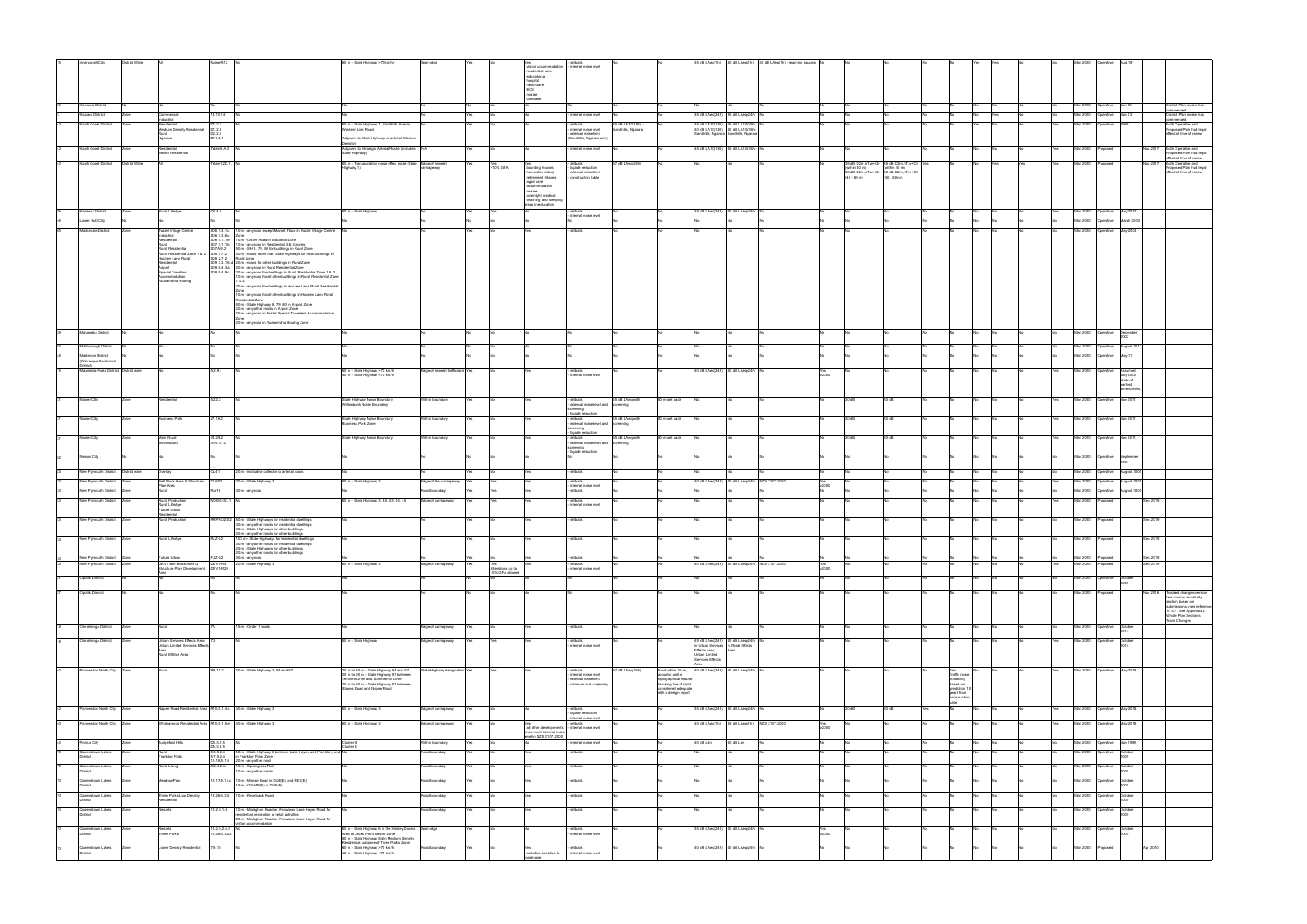| | | | | | | | | | | | | | | | | | | | | | | | | | | | | | | | | | | |
|---|---|---|---|---|---|---|---|---|---|---|---|---|---|---|---|---|---|---|---|---|---|---|---|---|---|---|---|---|---|---|---|---|---|---|
| 75 | Invercargill City | District Wide | All | Noise.R72 | No | 80 m - State Highway >70km/hr | Seal edge | Yes | No | Yes - visitor accommodation - residential care - educational - hospital - healthcare - ECE - marae - caretaker | - setback - internal noise level | No | No | | 35 dB LAeq(1h) | 40 dB LAeq(1h) | 40 dB LAeq(1h) - teaching spaces | No | No | No | No | No | No | Yes | Yes | No | No | | May 2020 | Operative | Aug 19 | | |
| 76 | Kaikoura District | No | No | No | No | No | No | No | No | No | No | No | No | No | No | No | No | No | No | No | No | No | No | No | No | No | No | No | No | May 2020 | Operative | Jun 08 | | District Plan review has commenced. |
| 5 | Kaipara District | Zone | Commercial Industrial | 14.10.14 | No | No | No | Yes | No | No | - internal noise level | No | No | | 35 dB LAeq(24h) | 35 dB LAeq(24h) | No | | No | No | No | No | No | No | Yes | No | No | | May 2020 | Operative | Nov 13 | | District Plan review has commenced. |
| 40 | Kapiti Coast District | Zone | Residential; Medium Density Residential; Rural; Ngarara | D1.2.1; D1.2.3; D2.2.1; D11.2.1 | No | 80 m - State Highway 1, Sandhills Arterial, Western Link Road; Adjacent to State Highway or arterial (Medium Density) | No | Yes | No | No | - setback - internal noise level - external noise limit (Sandhills, Ngarara only) | 45 dB LA10(18h) Sandhills, Ngarara | No | No | 35 dB LA10(18h); 30 dB LA10(18h) Sandhills, Ngarara | 35 dB LA10(18h); 40 dB LA10(18h) Sandhills, Ngarara | No | | No | No | No | No | No | No | Yes | Yes | No | Yes | | May 2020 | Operative | 1999 | | Both Operative and Proposed Plan had legal effect at time of review |
| 40 | Kapiti Coast District | Zone | Residential; Beach Residential | Table 9.A.3 | No | Adjacent to Strategic Arterial Route (includes State Highway) | N/A | Yes | No | No | - internal noise level | No | No | No | 35 dB LA10(18h) | 40 dB LA10(18h) | No | | No | No | No | No | No | No | No | No | No | Yes | | May 2020 | Proposed | | Nov 2017 | Both Operative and Proposed Plan had legal effect at time of review |
| 40 | Kapiti Coast District | District Wide | All | Table 12D.1 | No | 80 m - Transportation noise effect route (State Highway 1) | Edge of nearest carriageway | Yes | Yes >10% GFA | Yes - boarding houses - homes for elderly - retirement villages - aged care accommodation - marae - overnight medical - teaching and sleeping areas in education | - setback - façade reduction - external noise limit - construction table | 57 dB LAeq(24h) | No | No | No | No | No | | 40 dB DDn-nT,w+Ctr (within 40 m); 30 dB DDn-nT,w+Ctr (40 - 80 m) | 35 dB DDn-nT,w+Ctr (within 40 m); 25 dB DDn-nT,w+Ctr (40 - 80 m) | Yes | No | No | No | Yes | Yes | No | Yes | | May 2020 | Proposed | | Nov 2017 | Both Operative and Proposed Plan had legal effect at time of review |
| 26 | Kawerau District | Zone | Rural Lifestyle | C9.4.8 | No | 80 m - State Highway | No | Yes | Yes | No | - setback - internal noise level | No | No | | 35 dB LAeq(24h) | 40 dB LAeq(24h) | No | | No | No | No | No | No | No | No | No | No | No | | May 2020 | Operative | May 2012 | | |
| 46 | Lower Hutt City | No | No | No | No | No | No | No | No | No | No | No | No | No | No | No | No | No | No | No | No | No | No | No | No | No | No | No | No | May 2020 | Operative | March 2003 | | |
| 69 | Mackenzie District | Zone | Twizel Village Centre; Industrial; Residential; Rural; Rural Residential; Rural Residential Zone 1 & 2; Hocken Lane Rural Residential; Airport; Special Travellers Accommodation; Ruataniwha Rowing | S06.7.3.1.c; S06.3.3.6.c; S07.7.1.1.c; S07A.9.2; S08.1.7.2; S08.2.7.2; S09.3.5.1.6.d; S09.6.4.5.a; S09.6.6.9.c | 15 m - any road except Market Place in Twizel Village Centre Zone; 15 m - Ostler Road in Industrial Zone; 15 m - any road in Residential 3 & 4 zones; 50 m - SH 8, 79, 80 for buildings in Rural Zone; 30 m - roads other than State Highways for retail buildings in Rural Zone; 20 m - roads for other buildings in Rural Zone; 20 m - any road in Rural Residential Zone; 20 m - any road for dwellings in Rural Residential Zone 1 & 2; 15 m - any road for all other buildings in Rural Residential Zone 1 & 2; 20 m - any road for dwellings in Hocken Lane Rural Residential Zone; 15 m - any road for all other buildings in Hocken Lane Rural Residential Zone; 30 m - State Highway 8, 79, 80 in Airport Zone; 20 m - any other roads in Airport Zone; 20 m - any road in Twizel Special Travellers Accommodation Zone; 20 m - any road in Ruataniwha Rowing Zone | No | No | Yes | No | Yes | - setback | No | No | No | No | No | No | | No | No | No | No | No | No | No | No | No | No | | May 2020 | Operative | May 2004 | | |
| 39 | Manawatu District | No | No | No | No | No | No | No | No | No | No | No | No | No | No | No | No | No | No | No | No | No | No | No | No | No | No | No | No | May 2020 | Operative | December 2002 | | |
| 50 | Marlborough District | No | No | No | No | No | No | No | No | No | No | No | No | No | No | No | No | No | No | No | No | No | No | No | No | No | No | No | No | May 2020 | Operative | August 2011 | | |
| 48 | Masterton District (Wairarapa Combined District) | No | No | No | No | No | No | No | No | No | No | No | No | No | No | No | No | No | No | No | No | No | No | No | No | No | No | No | No | May 2020 | Operative | May 11 | | |
| 15 | Matamata-Piako District | District wide | No | 5.3.8.i | No | 80 m - State Highway >70 km/h; 40 m - State Highway <70 km/h | Edge of nearest traffic lane | Yes | No | Yes | - setback - internal noise level | No | No | | 40 dB LAeq(24h) | 40 dB LAeq(24h) | No | Yes ≥2000 | No | No | No | No | No | No | No | No | No | Yes | | May 2020 | Operative | Assumed July 2005 (date of earliest amendment) | | |
| 31 | Napier City | Zone | Residential | 5.22.2 | No | State Highway Noise Boundary; Whitebank Noise Boundary | Within boundary | Yes | No | Yes | - setback - internal noise level and screening - façade reduction | 55 dB LAeq with screening | 40 m set back | No | No | No | No | | 40 dB | 35 dB | No | No | No | No | No | No | No | Yes | | May 2020 | Operative | Mar 2011 | | |
| 31 | Napier City | Zone | Business Park | 27.16.2 | No | State Highway Noise Boundary Business Park Zone | Within boundary | Yes | No | Yes | - setback - internal noise level and screening - façade reduction | 55 dB LAeq with screening | 40 m set back | No | No | No | No | | 40 dB | 35 dB | No | No | No | No | No | No | No | Yes | | May 2020 | Operative | Mar 2011 | | |
| 31 | Napier City | Zone | Main Rural; Jervoistown | 34.25.2; 37A.17.2 | No | State Highway Noise Boundary | Within boundary | Yes | No | Yes | - setback - internal noise level and screening - façade reduction | 55 dB LAeq with screening | 40 m set back | No | No | No | No | | No | No | No | No | No | No | No | No | No | Yes | | May 2020 | Operative | Mar 2011 | | |
| 52 | Nelson City | No | No | No | No | No | No | No | No | No | No | No | No | No | No | No | No | No | No | No | No | No | No | No | No | No | No | No | No | May 2020 | Operative | September 2004 | | |
| 36 | New Plymouth District | District wide | Overlay | OL41 | 25 m - inclusive collector or arterial roads | No | No | Yes | No | Yes | - setback | No | No | No | No | No | No | | No | No | No | No | No | No | No | No | No | No | | May 2020 | Operative | August 2005 | | |
| 33 | New Plymouth District | Zone | Bell Block Area Q Structure Plan Area | OL83 | 25 m - State Highway 3 | 80 m - State Highway 3 | Edge of the carriageway | Yes | Yes | Yes | - setback - internal noise level | No | No | | 40 dB LAeq(24h) | 40 dB LAeq(24h) | NZS 2107:2000 | Yes ≥2000 | No | No | No | No | No | No | No | No | No | Yes | | May 2020 | Operative | August 2005 | | |
| 33 | New Plymouth District | Zone | Rural | Ru18 | 30 m - any road | No | Road boundary | Yes | Yes | Yes | - setback | No | No | No | No | No | No | | No | No | No | No | No | No | No | No | No | Yes | | May 2020 | Operative | August 2005 | | |
| 33 | New Plymouth District | Zone | Rural Production; Rural Lifestyle; Future Urban; Residential | NOISE-S3.1 | No | 80 m - State Highway 3, 3A, 43, 44, 45 | Edge of carriageway | Yes | Yes | Yes | - setback - internal noise level | No | No | No | No | No | No | | No | No | No | No | No | No | No | No | No | Yes | | May 2020 | Proposed | | Sep 2019 | |
| 33 | New Plymouth District | Zone | Rural Production | RPROZ-S2 | 80 m - State Highways for residential dwellings; 30 m - any other roads for residential dwellings; 30 m - State Highways for other buildings; 25 m - any other roads for other buildings | No | No | Yes | Yes | Yes | - setback | No | No | No | No | No | No | | No | No | No | No | No | No | No | No | No | No | | May 2020 | Proposed | | Sep 2019 | |
| 33 | New Plymouth District | Zone | Rural Lifestyle | RLZ-S2 | 150 m - State Highways for residential dwellings; 30 m - any other roads for residential dwellings; 25 m - State Highways for other buildings; 20 m - any other roads for other buildings | No | No | Yes | Yes | Yes | - setback | No | No | No | No | No | No | | No | No | No | No | No | No | No | No | No | No | | May 2020 | Proposed | | Sep 2019 | |
| 33 | New Plymouth District | Zone | Future Urban | FUZ-S2 | 30 m - any road | No | No | Yes | Yes | Yes | - setback | No | No | No | No | No | No | | No | No | No | No | No | No | No | No | No | No | | May 2020 | Proposed | | Sep 2019 | |
| 33 | New Plymouth District | Zone | DEV1 Bell Block Area Q Structure Plan Development Area | DEV1-R8; DEV1-R20 | 25 m - State Highway 3 | 80 m - State Highway 3 | Edge of carriageway | Yes | Yes - Alterations up to 10% GFA allowed | Yes | - setback - internal noise level | No | No | | 40 dB LAeq(24h) | 40 dB LAeq(24h) | NZS 2107:2000 | Yes ≥2000 | No | No | No | No | No | No | No | No | No | Yes | | May 2020 | Proposed | | Sep 2019 | |
| 37 | Opotiki District | No | No | No | No | No | No | No | No | No | No | No | No | No | No | No | No | No | No | No | No | No | No | No | No | No | No | No | No | May 2020 | Operative | October 2005 | | |
| 37 | Opotiki District | No | No | No | No | No | No | No | No | No | No | No | No | No | No | No | No | No | No | No | No | No | No | No | No | No | No | No | No | May 2020 | Proposed | | Nov 2018 | Tracked changes version via reverse sensitivity section based on submissions, new reference 17.5.7. See Appendix 2 Whole Plan Decisions - Track Changes. |
| 18 | Otorohanga District | Zone | Rural | 7A | 15 m - Order 1 roads | No | Edge of carriageway | Yes | No | Yes | - setback | No | No | No | No | No | No | | No | No | No | No | No | No | No | No | No | No | | May 2020 | Operative | October 2014 | | |
| 18 | Otorohanga District | Zone | Urban Services Effects Area; Urban Limited Services Effects Area; Rural Effects Area | 7G | No | 80 m - State Highway | Edge of carriageway | Yes | No | Yes | - setback - internal noise level | No | No | No | 35 dB LAeq(24h) in Urban Services Effects Area, Urban Limited Services Effects Area | 40 dB LAeq(24h) in Rural Effects Area | No | | No | No | No | No | No | No | No | No | No | No | | May 2020 | Operative | October 2014 | | |
| 43 | Palmerston North City | Zone | Rural | 9.11.2 | 25 m - State Highway 3, 54 and 57 | 20 m to 80 m - State Highway 54 and 57; 20 m to 50 m - State Highway 57 between Tennent Drive and Summerhill Drive; 20 m to 50 m - State Highway 57 between Stoney Creek Road and Napier Road | State Highway designation | Yes | Yes | Yes | - setback - internal noise level - external noise limit - distance and screening | 57 dB LAeq(24h) | No | If not within 20 m, acoustic wall or topographical feature blocking line of sight considered adequate with a design report | 40 dB LAeq(24h) | 40 dB LAeq(24h) | No | | No | No | No | No | Yes - Traffic noise modelling based on prediction 10 years from construction date | No | No | No | No | Yes | | May 2020 | Operative | May 2018 | | |
| 43 | Palmerston North City | Zone | Napier Road Residential Area | R10.6.1.4.c | 30 m - State Highway 3 | 80 m - State Highway 3 | Edge of carriageway | Yes | No | No | - setback - façade reduction - internal noise level | No | No | | 35 dB LAeq(24h) | 35 dB LAeq(24h) | No | | 40 dB | 35 dB | Yes | No | No | No | No | No | No | Yes | | May 2020 | Operative | May 2018 | | |
| 43 | Palmerston North City | Zone | Whakarongo Residential Area | R10.6.1.5.e | 30 m - State Highway 3 | 80 m - State Highway 3 | Edge of carriageway | Yes | No | Yes - all other developments must meet internal noise level in NZS 2107:2000 | - setback - internal noise level | No | No | | 40 dB LAeq(1h) | 35 dB LAeq(1h) | NZS 2107:2000 | Yes ≥2000 | No | No | No | No | No | No | No | No | No | Yes | | May 2020 | Operative | May 2018 | | |
| 44 | Porirua City | Zone | Judgeford Hills | D5.5.2.6; D5.3.5 | No | Cluster D; Cluster E | Within boundary | Yes | No | No | - internal noise level | No | No | | 40 dB Ldn | 35 dB Ldn | No | | No | No | No | No | No | No | No | No | No | No | | May 2020 | Operative | Nov 1999 | | |
| 70 | Queenstown Lakes District | Zone | Rural; Frankton Flats | 5.3.5.2.ii; 5.7.6.2.ii; 12.18.5.1.ii | 50 m - State Highway 6 between Lake Hayes and Frankton, and 20 m in Frankton Flats Zone; 20 m - any other road | No | Road boundary | Yes | No | Yes | - setback | No | No | No | No | No | No | | No | No | No | No | No | No | No | No | No | No | | May 2020 | Operative | October 2009 | | |
| 70 | Queenstown Lakes District | Zone | Rural Living | 8.2.4.2.iii | 15 m - Speargrass Flat; 15 m - any other roads | No | Road boundary | Yes | No | Yes | - setback | No | No | No | No | No | No | | No | No | No | No | No | No | No | No | No | No | | May 2020 | Operative | October 2009 | | |
| 70 | Queenstown Lakes District | Zone | Meadow Park | 12.17.5.1.iv | 15 m - Manse Road to OUB(B) and RES(B); 15 m - OS-AP(B) to OUB(A) | No | Road boundary | Yes | No | Yes | - setback | No | No | No | No | No | No | | No | No | No | No | No | No | No | No | No | No | | May 2020 | Operative | October 2009 | | |
| 70 | Queenstown Lakes District | Zone | Three Parks Low Density Residential | 12.26.4.3.3 | 15 m - Riverbank Road | No | Road boundary | Yes | No | Yes | - setback | No | No | No | No | No | No | | No | No | No | No | No | No | No | No | No | No | | May 2020 | Operative | October 2009 | | |
| 70 | Queenstown Lakes District | Zone | Resorts | 12.3.5.1.ii | 15 m - Malaghan Road or Arrowtown Lake Hayes Road for residential, recreation or retail activities; 20 m - Malaghan Road or Arrowtown Lake Hayes Road for visitor accommodation | No | Road boundary | Yes | No | Yes | - setback | No | No | No | No | No | No | | No | No | No | No | No | No | No | No | No | No | | May 2020 | Operative | October 2009 | | |
| 70 | Queenstown Lakes District | Zone | Resorts; Three Parks | 12.2.5.2.iv; 12.26.4.3.22 | No | 80 m - State Highway 6 in the Hotel Area of Jacks Point Resort Zone; 80 m - State Highway 6 in Medium Density Residential subzone of Three Parks Zone | Seal edge | Yes | No | No | - setback - internal noise level | No | No | | 35 dB LAeq(24h) | 40 dB LAeq(24h) | No | Yes ≥2000 | No | No | No | No | No | No | No | No | No | No | | May 2020 | Operative | October 2009 | | |
| 70 | Queenstown Lakes District | Zone | Lower Density Residential | 7.5.15 | No | 80 m - State Highway >70 km/h; 40 m - State Highway <70 km/h | Road boundary | Yes | No | Yes - activities sensitive to road noise | - setback - internal noise level | No | No | | 40 dB LAeq(24h) | 40 dB LAeq(24h) | No | | No | No | No | No | No | No | No | No | No | No | | May 2020 | Proposed | | Apr 2020 | |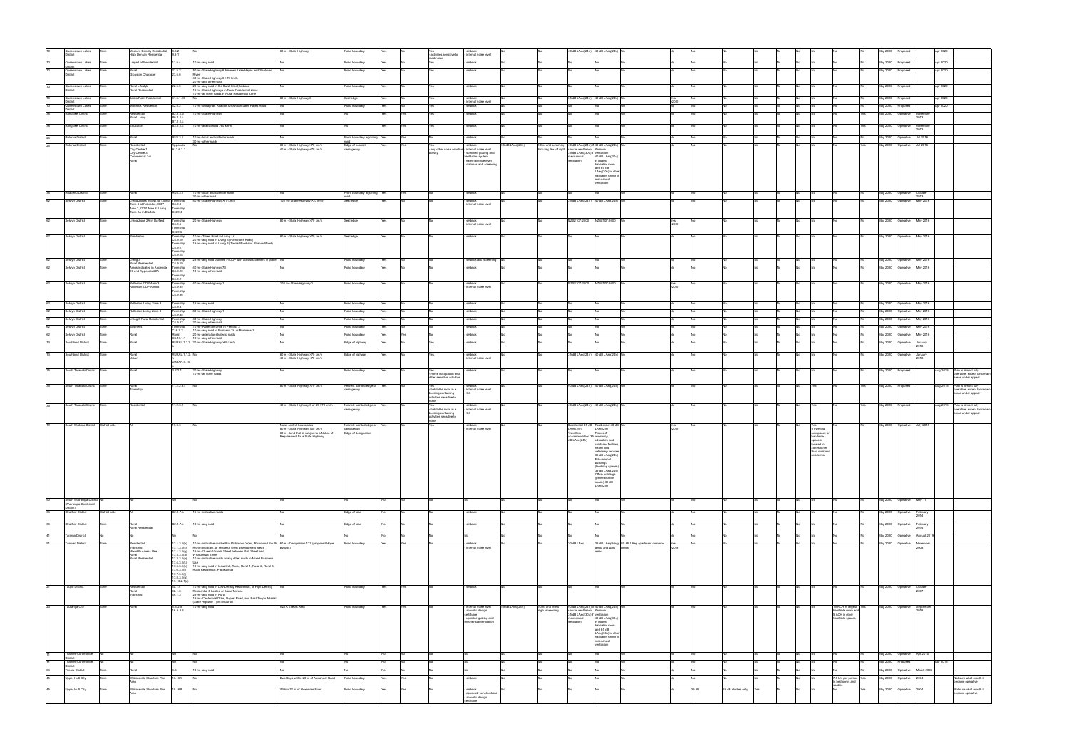| | | | | | | | | | | | | | | | | | | | | | | | | | | | | | | | | |
|---|---|---|---|---|---|---|---|---|---|---|---|---|---|---|---|---|---|---|---|---|---|---|---|---|---|---|---|---|---|---|---|---|
| 70 | Queenstown Lakes District | Zone | Medium Density Residential High Density Residential | 8.5.2 9.5.11 | No | 80 m - State Highway | Road boundary | Yes | No | Yes - activities sensitive to road noise | - setback - internal noise level | No | No | | 40 dB LAeq(24h) | 40 dB LAeq(24h) | No | No | No | No | No | No | No | No | No | No | No | May 2020 | Proposed | | Apr 2020 | |
| 70 | Queenstown Lakes District | Zone | Large Lot Residential | 11.5.5 | 15 m - any road | No | Road boundary | Yes | No | Yes | - setback | No | No | | No | No | No | No | No | No | No | No | No | No | No | No | No | May 2020 | Proposed | | Apr 2020 | |
| 70 | Queenstown Lakes District | Zone | Rural Gibbston Character | 21.5.2 23.5.6 | 40 m - State Highway 6 between Lake Hayes and Shotover River; 80 m - State Highway 6 >70 km/h; 20 m - any other road | No | Road boundary | Yes | No | Yes | - setback | No | No | | No | No | No | No | No | No | No | No | No | No | No | No | No | May 2020 | Proposed | | Apr 2020 | |
| 70 | Queenstown Lakes District | Zone | Rural Lifestyle Rural Residential | 22.5.9 | 20 m - any road in the Rural Lifestyle Zone; 15 m - State Highways in Rural Residential Zone; 10 m - all other roads in Rural Residential Zone | No | Road boundary | Yes | No | Yes | - setback | No | No | | No | No | No | No | No | No | No | No | No | No | No | No | No | May 2020 | Proposed | | Apr 2020 | |
| 70 | Queenstown Lakes District | Zone | Jacks Point Residential | 41.5.1.10 | No | 80 m - State Highway 6 | Seal edge | Yes | No | Yes | - setback - internal noise level | No | No | | 35 dB LAeq(24h) | 30 dB LAeq(24h) | No | Yes <2000 | No | No | No | No | No | No | No | No | No | May 2020 | Proposed | | Apr 2020 | |
| 70 | Queenstown Lakes District | Zone | Millbrook Residential | 43.5.2 | 15 m - Malaghan Road or Arrowtown Lake Hayes Road | No | Road boundary | Yes | No | Yes | - setback | No | No | | No | No | No | No | No | No | No | No | No | No | No | No | No | May 2020 | Proposed | | Apr 2020 | |
| 71 | Rangitikei District | Zone | Residential Rural Living | B2.2.1.d B5.1.1.c B7.1.1.c | 15 m - State Highway | No | No | Yes | Yes | Yes | - setback | No | No | | No | No | No | No | No | No | No | No | No | No | No | No | Yes | May 2020 | Operative | November 2013 | | |
| 71 | Rangitikei District | Zone | Education | B3.2.1.c | 15 m - arterial road >80 km/h | No | No | Yes | Yes | Yes | - setback | No | No | | No | No | No | No | No | No | No | No | No | No | No | No | Yes | May 2020 | Operative | November 2013 | | |
| 72 | Rotorua District | Zone | Rural | RDS.3.1 | 15 m - local and collector roads; 30 m - other roads | No | Front boundary adjoining road | Yes | Yes | Yes | - setback | No | No | | No | No | No | No | No | No | No | No | No | No | No | No | No | May 2020 | Operative | Jul 2016 | | |
| 72 | Rotorua District | Zone | Residential City Centre 1 City Centre 5 Commercial 1-6 Rural | Appendix A11.4.3.1 | No | 80 m - State Highway >70 km/h; 40 m - State Highway <70 km/h | Edge of nearest carriageway | Yes | Yes | Yes - any other noise sensitive activity | - setback - internal noise level - specified glazing and ventilation system - external noise level - distance and screening | 35 dB LAeq(24h) | No | 60 m and screening blocking line of sight | 40 dB LAeq(24h) if natural ventilation; 35 dB LAeq(24h) if mechanical ventilation | 40 dB LAeq(24h) if natural ventilation; 35 dB LAeq(30s) in largest habitable room and 35 dB LAeq(24h) in other habitable rooms if mechanical ventilation | No | No | No | No | No | No | No | No | No | No | Yes | May 2020 | Operative | Jul 2016 | | |
| 73 | Ruapehu District | Zone | Rural | R2.5.1 | 15 m - local and collector roads; 30 m - other roads | No | Front boundary adjoining road | Yes | Yes | No | - setback | No | No | | No | No | No | No | No | No | No | No | No | No | No | No | No | May 2020 | Operative | October 2013 | | |
| 74 | Selwyn District | Zone | Living Zones except for Living Zone 3 at Rolleston ODP Area 3, ODP Area 8, Living Zone 2A in Darfield | Township C4.9.4 Township C4.9.4 | 80 m - State Highway >70 km/h | 100 m - State Highway >70 km/h | Seal edge | Yes | No | No | - setback - internal noise level | No | No | | 35 dB LAeq(24h) | 30 dB LAeq(24h) | No | No | No | No | No | No | No | No | No | No | No | May 2020 | Operative | May 2019 | | |
| 74 | Selwyn District | Zone | Living Zone 2A in Darfield | Township C4.9.6 Township C4.9.8 | 20 m - State Highway | 80 m - State Highway >70 km/h | Seal edge | Yes | No | No | - setback - internal noise level | No | No | | NZS2107:2000 | NZS2107:2000 | No | Yes <2000 | No | No | No | No | No | No | No | No | No | May 2020 | Operative | May 2019 | | |
| 74 | Selwyn District | Zone | Prebbleton | Township C4.9.10 Township C4.9.17 Township C4.9.18 | 15 m - Trices Road in Living 1A; 20 m - any road in Living 3 (Hamptons Road); 15 m - any road in Living 3 (Trents Road and Shands Road) | 80 m - State Highway >70 km/h | Seal edge | Yes | No | No | - setback | No | No | | No | No | No | No | No | No | No | No | No | No | No | No | No | May 2020 | Operative | May 2019 | | |
| 74 | Selwyn District | Zone | Living 3 Rural Residential | Township C4.9.19 | 25 m - any road outlined in ODP with acoustic barriers in place | No | Road boundary | Yes | No | No | - setback and screening | No | No | | No | No | No | No | No | No | No | No | No | No | No | No | No | May 2020 | Operative | May 2019 | | |
| 74 | Selwyn District | Zone | Areas indicated in Appendix 20 and Appendix 25A | Township C4.9.20 Township C4.9.21 | 20 m - State Highway 73; 10 m - any other road | No | Road boundary | Yes | No | No | - setback | No | No | | No | No | No | No | No | No | No | No | No | No | No | No | No | May 2020 | Operative | May 2019 | | |
| 74 | Selwyn District | Zone | Rolleston ODP Area 3 Rolleston ODP Area 8 | Township C4.9.35 Township C4.9.36 | 40 m - State Highway 1 | 100 m - State Highway 1 | Road boundary | Yes | No | No | - setback - internal noise level | No | No | | NZS2107:2000 | NZS2107:2000 | No | Yes <2000 | No | No | No | No | No | No | No | No | No | May 2020 | Operative | May 2019 | | |
| 74 | Selwyn District | Zone | Rolleston Living Zone 2 | Township C4.9.37 | 15 m - any road | No | Road boundary | Yes | No | No | - setback | No | No | | No | No | No | No | No | No | No | No | No | No | No | No | No | May 2020 | Operative | May 2019 | | |
| 74 | Selwyn District | Zone | Rolleston Living Zone 3 | Township C4.9.38 | 40 m - State Highway 1 | No | Road boundary | Yes | No | No | - setback | No | No | | No | No | No | No | No | No | No | No | No | No | No | No | No | May 2020 | Operative | May 2019 | | |
| 74 | Selwyn District | Zone | Living 3 Rural Residential | Township C4.9.42 | 30 m - State Highway 73; 20 m - any other road | No | Road boundary | Yes | No | No | - setback | No | No | | No | No | No | No | No | No | No | No | No | No | No | No | No | May 2020 | Operative | May 2019 | | |
| 74 | Selwyn District | Zone | Business | Township C16.7.2 | 15 m - Rolleston Drive in Precinct 3; 10 m - any road in Business 2A or Business 3 | No | Road boundary | Yes | No | No | - setback | No | No | | No | No | No | No | No | No | No | No | No | No | No | No | No | May 2020 | Operative | May 2019 | | |
| 74 | Selwyn District | Zone | Rural | Rural C3.13.1.1 | 20 m - arterial or strategic roads; 10 m - any other road | No | Road boundary | Yes | No | No | - setback | No | No | | No | No | No | No | No | No | No | No | No | No | No | No | No | May 2020 | Operative | May 2019 | | |
| 75 | Southland District | Zone | Rural | RURAL.1.1.2 | 20 m - State Highway >80 km/h | No | Edge of highway | Yes | No | Yes | - setback | No | No | | No | No | No | No | No | No | No | No | No | No | No | No | No | May 2020 | Operative | January 2018 | | |
| 75 | Southland District | Zone | Rural Urban | RURAL.1.1.2 b URBAN.5.15 | No | 80 m - State Highway >70 km/h; 40 m - State Highway <70 km/h | Edge of highway | Yes | No | Yes | - setback - internal noise level | No | No | | 35 dB LAeq(24h) | 30 dB LAeq(24h) | No | No | No | No | No | No | No | No | No | No | No | May 2020 | Operative | January 2018 | | |
| 76 | South Taranaki District | Zone | Rural | 3.2.2.7 | 20 m - State Highway; 10 m - all other roads | No | Road boundary | Yes | No | Yes - home occupation and other sensitive activities | - setback | No | No | | No | No | No | No | No | No | No | No | No | No | No | No | No | May 2020 | Proposed | | Aug 2019 | Plan is almost fully operative, except for certain areas under appeal |
| 76 | South Taranaki District | Zone | Rural Township | 11.2.2.3.i | No | 80 m - State Highway >70 km/h | Nearest painted edge of carriageway | Yes | No | Yes - habitable room in a building containing activities sensitive to noise | - setback - internal noise level - Other | No | No | | 40 dB LAeq(24h) | 35 dB LAeq(24h) | No | No | No | No | No | No | No | No | Yes | No | Yes | May 2020 | Proposed | | Aug 2019 | Plan is almost fully operative, except for certain areas under appeal |
| 76 | South Taranaki District | Zone | Residential | 11.2.2.2 | No | 40 m - State Highway 3 or 45 >70 km/h | Nearest painted edge of carriageway | Yes | No | Yes - habitable room in a building containing activities sensitive to noise | - setback - internal noise level - Other | No | No | | 40 dB LAeq(24h) | 35 dB LAeq(24h) | No | No | No | No | No | No | No | No | No | No | No | May 2020 | Proposed | | Aug 2019 | Plan is almost fully operative, except for certain areas under appeal |
| 77 | South Waikato District | District wide | All | 15.3.3 | No | Noise control boundaries: 80 m - State Highway 100 km/h; 60 m - land that is subject to a Notice of Requirement for a State Highway | Nearest painted edge of carriageway; Edge of designation | Yes | No | Yes | - setback - internal noise level | No | No | | Residential 35 dB LAeq(24h); Travellers accommodation 35 dB LAeq(24h) | Residential 30 dB LAeq(24h); Places of assembly, education and childcare facilities, health and veterinary services 35 dB LAeq(24h); Educational buildings (teaching spaces) 35 dB LAeq(24h); Office buildings (general office space) 40 dB LAeq(24h) | No | Yes <2000 | No | No | No | No | No | No | If dwelling occupancy or habitable space is located in zones other than rural and residential | No | No | May 2020 | Operative | July 2015 | | |
| 78 | South Wairarapa District (Wairarapa Combined District) | No | No | No | No | No | No | No | No | No | No | No | No | | No | No | No | No | No | No | No | No | No | No | No | No | No | May 2020 | Operative | May 11 | | |
| 79 | Stratford District | District wide | All | B2.1.7.a | 15 m - collector roads | No | Edge of road | No | No | No | - setback | No | No | | No | No | No | No | No | No | No | No | No | No | No | No | No | May 2020 | Operative | February 2014 | | |
| 79 | Stratford District | Zone | Rural Rural Residential | B2.1.7.c | 15 m - any road | No | Edge of road | No | No | No | - setback | No | No | | No | No | No | No | No | No | No | No | No | No | No | No | No | May 2020 | Operative | February 2014 | | |
| 80 | Tararua District | No | No | No | No | No | No | No | No | No | No | No | No | | No | No | No | No | No | No | No | No | No | No | No | No | No | May 2020 | Operative | August 2019 | | |
| 81 | Tasman District | Zone | Residential Industrial Mixed Business Use Rural Rural Residential | 17.1.3.1(c) 17.1.5.1(c) 17.1.3.1(g) 17.3.3.1(e) 17.3.3.1(e) 17.5.3.1(f) 17.5.3.1(c) 17.6.3.1(j) 17.7.3.1(f) 17.8.3.1(g) 17.13.2.1(e) | 15 m - indicative road within Richmond West, Richmond South, Richmond East, or Motueka West development areas; 15 m - Queen Victoria Street between Pah Street and Whakarewa Street; 10 m - indicative roads or any other roads in Mixed Business Use; 10 m - any road in Industrial, Rural, Rural 1, Rural 2, Rural 3, Rural Residential, Papakainga | 80 m - Designation 127 (proposed Hope Bypass) | Road boundary | Yes | No | No | - setback - internal noise level | No | No | | 40 dB LAeq | 35 dB LAeq living areas and work areas | 35 dB LAeq apartment common areas | Yes <2016 | No | No | No | No | No | No | No | No | No | May 2020 | Operative | November 2008 | | |
| 82 | Taupo District | Zone | Residential Rural Industrial | 4a.1.3 4b.1.3 4c.1.3 | 15 m - any road in Low Density Residential, or High Density Residential if located on Lake Terrace; 25 m - any road in Rural; 15 m - Centennial Drive, Napier Road, and East Taupo Arterial (State Highway 1) in Industrial | No | Road boundary | Yes | Yes | No | - setback | No | No | | No | No | No | No | No | No | No | No | No | No | No | No | No | May 2020 | Operative | October 2007 | | |
| 83 | Tauranga City | Zone | Rural | 3.6.2.5 16.A.8.3 | 15 m - any road | NZTA Effects Area | Road boundary | Yes | No | No | - internal noise level - acoustic design certificate - updated glazing and mechanical ventilation | 35 dB LAeq(24h) | No | 60 m in line of sight screening | 40 dB LAeq(24h) if natural ventilation; 35 dB LAeq(24h) if mechanical ventilation | 40 dB LAeq(24h) if natural ventilation; 35 dB LAeq(30s) in largest habitable room and 35 dB LAeq(24h) in other habitable rooms if mechanical ventilation | No | No | No | No | No | No | No | No | No | 3 ACH in largest habitable room and 1 ACH in other habitable spaces | Yes | May 2020 | Operative | September 2018 | | |
| 84 | Thames-Coromandel District | No | No | No | No | No | No | No | No | No | No | No | No | | No | No | No | No | No | No | No | No | No | No | No | No | No | May 2020 | Operative | Apr 2019 | | |
| 84 | Thames-Coromandel District | No | No | No | No | No | No | No | No | No | No | No | No | | No | No | No | No | No | No | No | No | No | No | No | No | No | May 2020 | Proposed | | Apr 2016 | |
| 85 | Timaru District | Zone | Rural | 5.5 | 15 m - any road | No | No | No | No | No | No | No | No | | No | No | No | No | No | No | No | No | No | No | No | No | No | May 2020 | Operative | March 2005 | | |
| 86 | Upper Hutt City | Zone | Wallaceville Structure Plan Area | 16.16A | No | Dwellings within 25 m of Alexander Road | Road boundary | Yes | Yes | No | - setback | No | No | | No | No | No | No | No | No | No | No | No | No | No | 7.5 L/s per person in bedrooms and studies | Yes | May 2020 | Operative | 2004 | | Not sure what month it became operative |
| 86 | Upper Hutt City | Zone | Wallaceville Structure Plan Area | 16.16B | No | Within 12 m of Alexander Road | Road boundary | Yes | Yes | No | - setback - approved construction - acoustic design certificate | No | No | | No | No | No | No | 35 dB | 35 dB studies only | Yes | No | No | No | No | No | No | May 2020 | Operative | 2004 | | Not sure what month it became operative |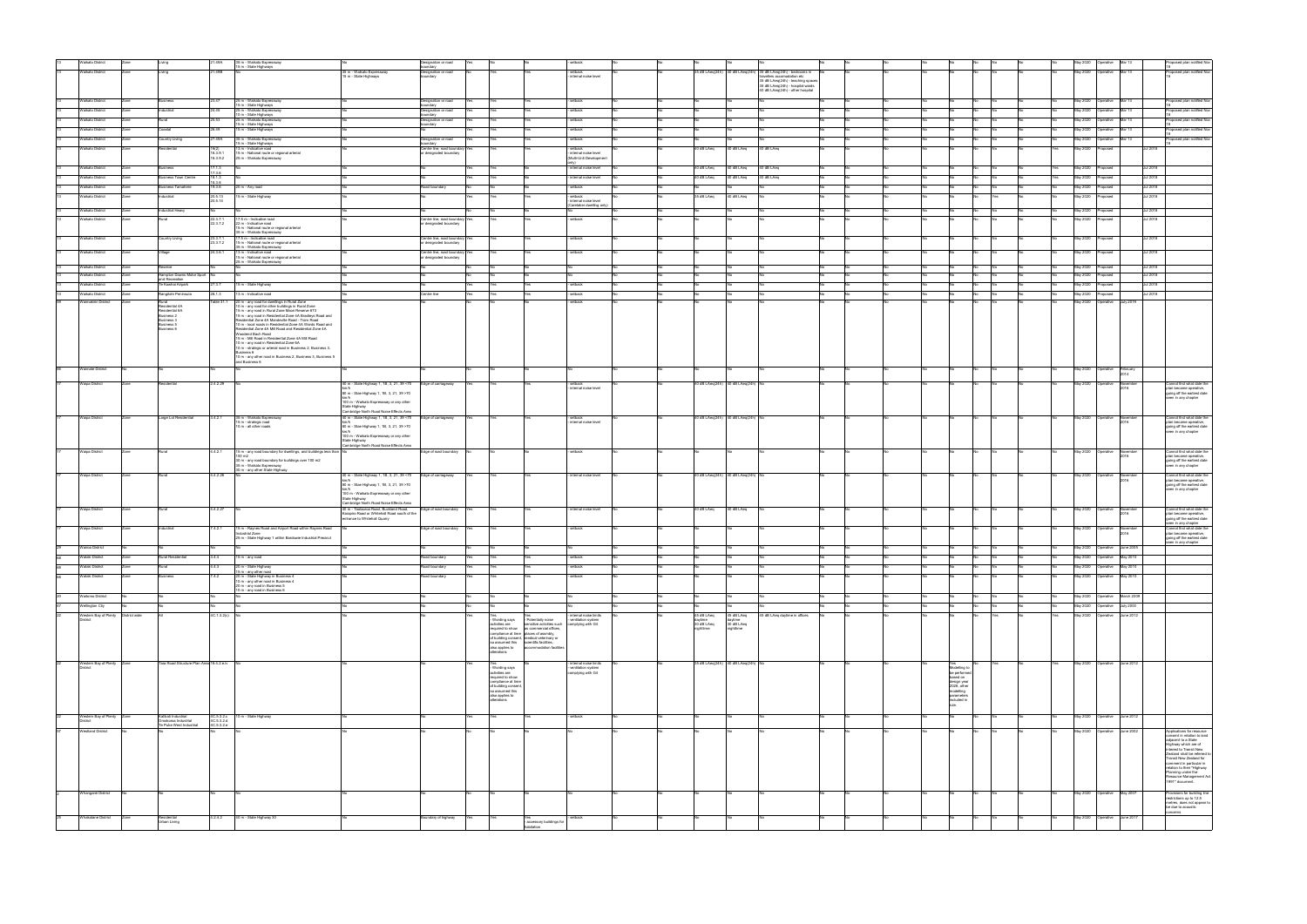| | | | | | | | | | | | | | | | | | | | | | | | | | | | | | | |
|---|---|---|---|---|---|---|---|---|---|---|---|---|---|---|---|---|---|---|---|---|---|---|---|---|---|---|---|---|---|---|
| 13 | Waikato District | Zone | Living | 21.49A | 35 m - Waikato Expressway 15 m - State Highways | No | Designation or road boundary | Yes | No | No | - setback | No | No | No | No | No | No | No | No | No | No | No | No | No | No | No | May 2020 | Operative | Mar 13 | Proposed plan notified Nov 18 |
| 13 | Waikato District | Zone | Living | 21.49B | No | 35 m - Waikato Expressway 15 m - State Highways | Designation or road boundary | No | Yes | Yes | - setback - internal noise level | No | No | 40 dB LAeq(24h) | 30 dB LAeq(24h) | 35 dB LAeq(24h) - bedrooms in travellers accommodation etc 35 dB LAeq(24h) - teaching spaces 35 dB LAeq(24h) - hospital wards 40 dB LAeq(24h) - other hospital | No | No | No | No | No | No | Yes | No | No | No | May 2020 | Operative | Mar 13 | Proposed plan notified Nov 18 |
| 13 | Waikato District | Zone | Business | 20.47 | 35 m - Waikato Expressway 15 m - State Highways | No | Designation or road boundary | Yes | Yes | Yes | - setback | No | No | No | No | No | No | No | No | No | No | No | No | No | No | No | May 2020 | Operative | Mar 13 | Proposed plan notified Nov 18 |
| 13 | Waikato District | Zone | Industrial | 20.49 | 35 m - Waikato Expressway 15 m - State Highways | No | Designation or road boundary | Yes | Yes | Yes | - setback | No | No | No | No | No | No | No | No | No | No | No | No | No | No | No | May 2020 | Operative | Mar 13 | Proposed plan notified Nov 18 |
| 13 | Waikato District | Zone | Rural | 25.53 | 35 m - Waikato Expressway 15 m - State Highways | No | Designation or road boundary | Yes | Yes | Yes | - setback | No | No | No | No | No | No | No | No | No | No | No | No | No | No | No | May 2020 | Operative | Mar 13 | Proposed plan notified Nov 18 |
| 13 | Waikato District | Zone | Coastal | 26.49 | 15 m - State Highways | No | No | Yes | Yes | Yes | - setback | No | No | No | No | No | No | No | No | No | No | No | No | No | No | No | May 2020 | Operative | Mar 13 | Proposed plan notified Nov 18 |
| 13 | Waikato District | Zone | Country Living | 27.49A | 35 m - Waikato Expressway 15 m - State Highways | No | Designation or road boundary | Yes | Yes | Yes | - setback | No | No | No | No | No | No | No | No | No | No | No | No | No | No | No | May 2020 | Operative | Mar 13 | Proposed plan notified Nov 18 |
| 13 | Waikato District | Zone | Residential | 16.2; 16.3.9.1; 16.3.9.2 | 15 m - Indicative road 15 m - National route or regional arterial 25 m - Waikato Expressway | No | Centre line, road boundary or designated boundary | Yes | Yes | Yes | - setback - internal noise level (Multi-Unit Development only) | No | No | 40 dB LAeq | 30 dB LAeq | 40 dB LAeq | No | No | No | No | No | No | Yes | No | No | Yes | May 2020 | Proposed | Jul 2019 | |
| 13 | Waikato District | Zone | Business | 17.1.5; 17.3.8 | No | No | No | Yes | No | No | - internal noise level | No | No | 40 dB LAeq | 30 dB LAeq | 40 dB LAeq | No | No | No | No | No | No | No | No | No | Yes | May 2020 | Proposed | Jul 2019 | |
| 13 | Waikato District | Zone | Business Town Centre | 18.1.3; 18.3.8 | No | No | No | Yes | No | No | - internal noise level | No | No | 40 dB LAeq | 30 dB LAeq | 40 dB LAeq | No | No | No | No | No | No | No | No | No | Yes | May 2020 | Proposed | Jul 2019 | |
| 13 | Waikato District | Zone | Business Tamahere | 19.3.6 | 25 m - Any road | No | Road boundary | No | No | No | - setback | No | No | No | No | No | No | No | No | No | No | No | No | No | No | No | May 2020 | Proposed | Jul 2019 | |
| 13 | Waikato District | Zone | Industrial | 20.5.13; 20.5.14 | 15 m - State Highway | No | No | Yes | Yes | Yes | - setback - internal noise level (Caretaker dwelling only) | No | No | 35 dB LAeq | 40 dB LAeq | No | No | No | No | No | No | No | Yes | No | No | No | May 2020 | Proposed | Jul 2019 | |
| 13 | Waikato District | Zone | Industrial Heavy | No | No | No | No | No | No | No | No | No | No | No | No | No | No | No | No | No | No | No | No | No | No | No | May 2020 | Proposed | Jul 2019 | |
| 13 | Waikato District | Zone | Rural | 22.3.7.1; 22.3.7.2 | 17.5 m - Indicative road 22 m - Indicative road 15 m - National route or regional arterial 35 m - Waikato Expressway | No | Centre line, road boundary or designated boundary | Yes | Yes | Yes | - setback | No | No | No | No | No | No | No | No | No | No | No | No | No | No | No | May 2020 | Proposed | Jul 2019 | |
| 13 | Waikato District | Zone | Country Living | 23.3.7.1; 23.3.7.2 | 17.5 m - Indicative road 15 m - National route or regional arterial 35 m - Waikato Expressway | No | Centre line, road boundary or designated boundary | Yes | Yes | Yes | - setback | No | No | No | No | No | No | No | No | No | No | No | No | No | No | No | May 2020 | Proposed | Jul 2019 | |
| 13 | Waikato District | Zone | Village | 24.3.6.1 | 13 m - Indicative road 15 m - National route or regional arterial 25 m - Waikato Expressway | No | Centre line, road boundary or designated boundary | Yes | Yes | Yes | - setback | No | No | No | No | No | No | No | No | No | No | No | No | No | No | No | May 2020 | Proposed | Jul 2019 | |
| 13 | Waikato District | Zone | Reserve | No | No | No | No | No | No | No | No | No | No | No | No | No | No | No | No | No | No | No | No | No | No | No | May 2020 | Proposed | Jul 2019 | |
| 13 | Waikato District | Zone | Hampton Downs Motor Sport and Recreation | No | No | No | No | No | No | No | No | No | No | No | No | No | No | No | No | No | No | No | No | No | No | No | May 2020 | Proposed | Jul 2019 | |
| 13 | Waikato District | Zone | Te Kowhai Airport | 27.3.7 | 15 m - State Highway | No | No | Yes | Yes | Yes | - setback | No | No | No | No | No | No | No | No | No | No | No | No | No | No | No | May 2020 | Proposed | Jul 2019 | |
| 13 | Waikato District | Zone | Rangitahi Peninsula | 28.1.3 | 13 m - Indicative road | No | Centre line | Yes | Yes | Yes | - setback | No | No | No | No | No | No | No | No | No | No | No | No | No | No | No | May 2020 | Proposed | Jul 2019 | |
| 59 | Waimakariri District | Zone | Rural Residential 4A Residential 4B Business 2 Business 3 Business 5 Business 6 | Table 31-1 | 20 m - any road for dwellings in Rural Zone 10 m - any road for other buildings in Rural Zone 15 m - any road in Rural Zone Mixed Reserve 673 15 m - any road in Residential Zone 4A Bradleys Road and Residential Zone 4A Mandeville Road - Tram Road 10 m - local roads in Residential Zone 4A Woods Road and Residential Zone 4A Mill Road and Residential Zone 4A Woodend Bach Road 15 m - Mill Road in Residential Zone 4A Mill Road 10 m - any road in Residential Zone 4A 10 m - strategic or arterial road in Business 2, Business 3, Business 6 15 m - any other road in Business 2, Business 3, Business 5 and Business 6 | No | No | No | No | No | - setback | No | No | No | No | No | No | No | No | No | No | No | No | No | No | No | May 2020 | Operative | July 2019 | |
| 68 | Waimate District | No | No | No | No | No | No | No | No | No | No | No | No | No | No | No | No | No | No | No | No | No | No | No | No | No | May 2020 | Operative | February 2014 | |
| 17 | Waipa District | Zone | Residential | 2.4.2.28 | No | 40 m - State Highway 1, 1B, 3, 21, 39 <70 km/h 80 m - State Highway 1, 1B, 3, 21, 39 >70 km/h 100 m - Waikato Expressway or any other State Highway Cambridge North Road Noise Effects Area | Edge of carriageway | Yes | Yes | Yes | - setback - internal noise level | No | No | 40 dB LAeq(24h) | 30 dB LAeq(24h) | No | No | No | No | No | No | No | No | No | No | No | May 2020 | Operative | November 2016 | Council first should date the plan became operative, going off the earliest date seen in any chapter |
| 17 | Waipa District | Zone | Large Lot Residential | 3.4.2.1 | 35 m - Waikato Expressway 15 m - strategic road 15 m - all other roads | 40 m - State Highway 1, 1B, 3, 21, 39 <70 km/h 80 m - State Highway 1, 1B, 3, 21, 39 >70 km/h 100 m - Waikato Expressway or any other State Highway Cambridge North Road Noise Effects Area | Edge of carriageway | Yes | Yes | Yes | - setback - internal noise level | No | No | 40 dB LAeq(24h) | 30 dB LAeq(24h) | No | No | No | No | No | No | No | No | No | No | No | May 2020 | Operative | November 2016 | Council first should date the plan became operative, going off the earliest date seen in any chapter |
| 17 | Waipa District | Zone | Rural | 4.4.2.1 | 15 m - any road boundary for dwellings, and buildings less than 100 m2 30 m - any road boundary for buildings over 100 m2 35 m - Waikato Expressway 30 m - any other State Highway | No | Edge of road boundary | No | No | No | - setback | No | No | No | No | No | No | No | No | No | No | No | No | No | No | No | May 2020 | Operative | November 2016 | Council first should date the plan became operative, going off the earliest date seen in any chapter |
| 17 | Waipa District | Zone | Rural | 4.4.2.26 | No | 40 m - State Highway 1, 1B, 3, 21, 39 <70 km/h 80 m - State Highway 1, 1B, 3, 21, 39 >70 km/h 100 m - Waikato Expressway or any other State Highway Cambridge North Road Noise Effects Area | Edge of carriageway | Yes | Yes | Yes | - internal noise level | No | No | 40 dB LAeq(24h) | 30 dB LAeq(24h) | No | No | No | No | No | No | No | No | No | No | No | May 2020 | Operative | November 2016 | Council first should date the plan became operative, going off the earliest date seen in any chapter |
| 17 | Waipa District | Zone | Rural | 4.4.2.27 | No | 40 m - Tauwhare Road, Buckland Road, Kaipaki Road or Whitehall Road south of the entrance to Whitehall Quarry | Edge of road boundary | Yes | Yes | Yes | - internal noise level | No | No | 40 dB LAeq | 30 dB LAeq | No | No | No | No | No | No | No | No | No | No | No | May 2020 | Operative | November 2016 | Council first should date the plan became operative, going off the earliest date seen in any chapter |
| 17 | Waipa District | Zone | Industrial | 7.4.2.1 | 15 m - Raynes Road and Airport Road within Raynes Road Industrial Zone 25 m - State Highway 1 within Bardowie Industrial Precinct | No | Edge of road boundary | Yes | Yes | Yes | - setback | No | No | No | No | No | No | No | No | No | No | No | No | No | No | No | May 2020 | Operative | November 2016 | Council first should date the plan became operative, going off the earliest date seen in any chapter |
| 28 | Wairoa District | No | No | No | No | No | No | No | No | No | No | No | No | No | No | No | No | No | No | No | No | No | No | No | No | No | May 2020 | Operative | June 2009 | |
| 66 | Waitaki District | Zone | Rural Residential | 5.4.5 | 15 m - any road | No | Road boundary | Yes | Yes | Yes | - setback | No | No | No | No | No | No | No | No | No | No | No | No | No | No | No | May 2020 | Operative | May 2010 | |
| 66 | Waitaki District | Zone | Rural | 4.4.3 | 25 m - State Highway 15 m - any other road | No | Road boundary | Yes | Yes | Yes | - setback | No | No | No | No | No | No | No | No | No | No | No | No | No | No | No | May 2020 | Operative | May 2010 | |
| 66 | Waitaki District | Zone | Business | 7.4.2 | 30 m - State Highway in Business 4 15 m - any other road in Business 4 20 m - any road in Business 5 15 m - any road in Business 6 | No | Road boundary | Yes | Yes | Yes | - setback | No | No | No | No | No | No | No | No | No | No | No | No | No | No | No | May 2020 | Operative | May 2010 | |
| 20 | Waitomo District | No | No | Yes | No | No | No | No | No | No | No | No | No | No | No | No | No | No | No | No | No | No | No | No | No | No | May 2020 | Operative | March 2009 | |
| 47 | Wellington City | No | No | No | No | No | No | No | No | No | No | No | No | No | No | No | No | No | No | No | No | No | No | No | No | No | May 2020 | Operative | July 2000 | |
| 22 | Western Bay of Plenty District | District-wide | All | 4C.1.3.2(c) | No | No | No | Yes | Yes - Wording says activities are required to show compliance at time of building consent, so assumed this also applies to alterations | Yes - Potentially noise sensitive activities such as commercial offices, places of assembly, medical veterinary or scientific facilities, accommodation facilities | - internal noise levels - ventilation system complying with G4 | No | No | 35 dB LAeq daytime 30 dB LAeq nighttime | 45 dB LAeq daytime 30 dB LAeq nighttime | 55 dB LAeq daytime in offices | No | No | No | No | No | No | Yes | No | No | Yes | May 2020 | Operative | June 2012 | |
| 22 | Western Bay of Plenty District | Zone | Tara Road Structure Plan Area | 16.5.2.a.iv | No | No | No | No | Yes - Wording says activities are required to show compliance at time of building consent, so assumed this also applies to alterations | Yes | - internal noise levels - ventilation system complying with G4 | No | No | 35 dB LAeq(24h) | 30 dB LAeq(24h) | No | No | No | No | No | Yes - Modelling to be performed based on design year 2026, other modelling parameters included in rule | No | Yes | No | No | Yes | May 2020 | Operative | June 2012 | |
| 22 | Western Bay of Plenty District | Zone | Katikati Industrial Omokoroa Industrial Te Puke West Industrial | 4C.5.3.2.c 4C.5.3.2.d 4C.5.3.2.e | 15 m - State Highway | No | No | Yes | Yes | Yes | - setback | No | No | No | No | No | No | No | No | No | No | No | No | No | No | No | May 2020 | Operative | June 2012 | |
| 57 | Westland District | No | No | Yes | No | No | No | No | No | No | No | No | No | No | No | No | No | No | No | No | No | No | No | No | No | No | May 2020 | Operative | June 2002 | Applications for resource consent in relation to land adjacent to a State Highway which are of interest to Transit New Zealand shall be referred to Transit New Zealand for comment in particular in relation to their "Highway Planning under the Resource Management Act 1991" document. |
| 2 | Whangarei District | No | No | No | No | No | No | No | No | No | No | No | No | No | No | No | No | No | No | No | No | No | No | No | No | No | May 2020 | Operative | May 2007 | Provisions for building line restrictions up to 12.5 metres, does not appear to be due to acoustic concerns |
| 29 | Whakatane District | Zone | Residential Urban Living | 5.3.4.2 | 10 m - State Highway 30 | No | Boundary of highway | Yes | Yes | Yes - accessory buildings for habitation | - setback | No | No | No | No | No | No | No | No | No | No | No | No | No | No | No | May 2020 | Operative | June 2017 | |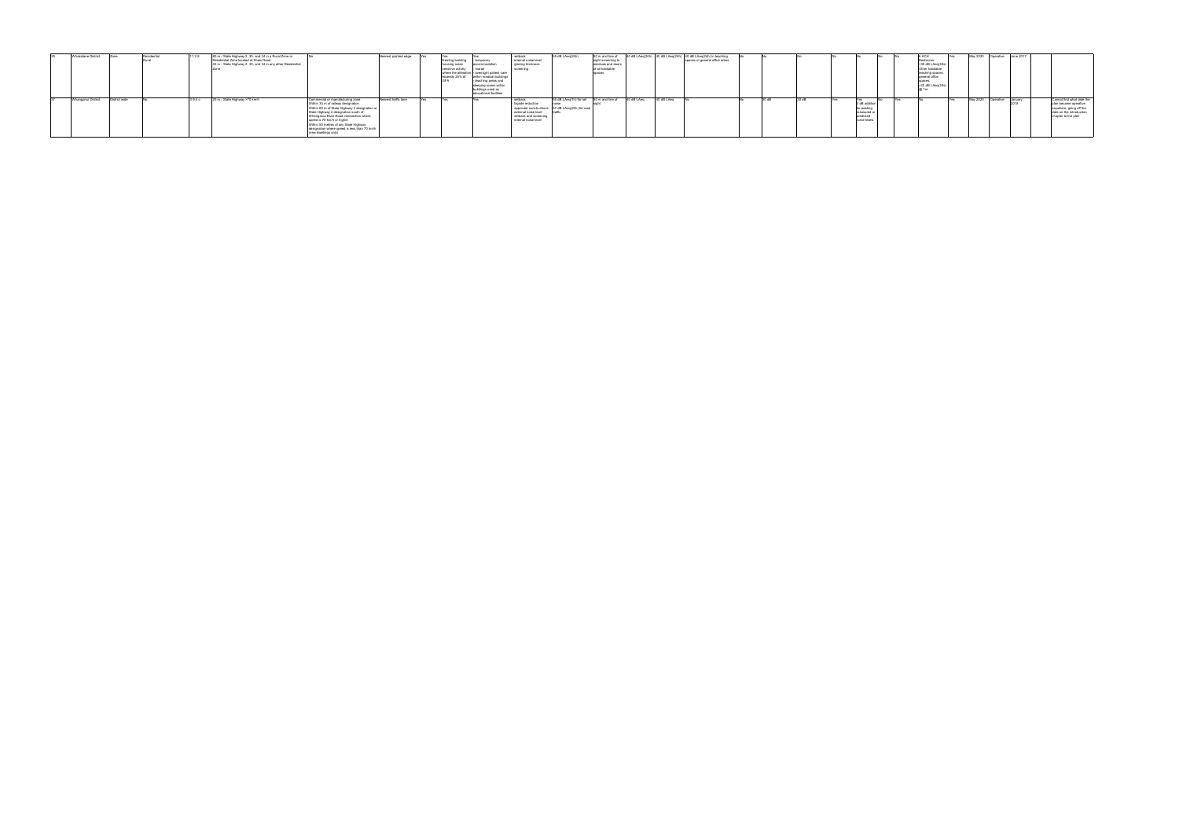| | | | | | | | | | | | | | | | | | | | | | | | | | | | | | | |
|---|---|---|---|---|---|---|---|---|---|---|---|---|---|---|---|---|---|---|---|---|---|---|---|---|---|---|---|---|---|---|
| 26 | Whakatane District | Zone | Residential Rural | 7.1.2.8 | 80 m - State Highway 2, 30, and 34 in a Rural Zone or Residential Zone located at Shaw Road 40 m - State Highway 2, 30, and 34 in any other Residential Zone | No | Nearest painted edge | Yes | Yes Existing building housing noise sensitive activity where the alteration exceeds 25% of GFA | Yes - temporary accommodation - marae - overnight patient care within medical buildings - teaching areas and sleeping rooms within buildings used as educational facilities | - setback - internal noise level - glazing thickness - screening | 55 dB LAeq(24h) | 50 m and line of sight screening to windows and doors of all habitable spaces | 40 dB LAeq(24h) | 40 dB LAeq(24h) | 40 dB LAeq(24h) in teaching spaces or general office areas | No | No | No | No | No | No | No | 6 ACH Bedrooms: <35 dB LAeq(30s) Other habitable, teaching spaces, general office spaces: <40 dB LAeq(30s) @ 1m | Yes | May 2020 | Operative | June 2017 | | |
| 37 | Whanganui District | District wide | No | 3.9.4.c | 20 m - State Highway >70 km/h | Commercial or manufacturing zone Within 50 m of railway designation Within 60 m of State Highway 3 designation or State Highway 4 designation south of Whanganui River Road intersection where speed is 70 km/h or higher Within 50 metres of any State Highway designation where speed is less than 70 km/h (new dwellings only) | Nearest traffic lane | Yes | Yes | Yes | - setback - façade reduction - approved constructions - external noise level - setback and screening - internal noise level | 55 dB LAeq(1h) for rail noise 57 dB LAeq(24h) for road traffic | 50 m and line of sight | 30 dB LAeq | 40 dB LAeq | No | No | 30 dB | 35 dB | Yes | Yes 3 dB addition for existing measured or predicted noise levels | No | Yes | No | Yes | May 2020 | Operative | January 2018 | | Cannot find what date the plan became operative anywhere; going off the date on the introduction chapter to the plan |